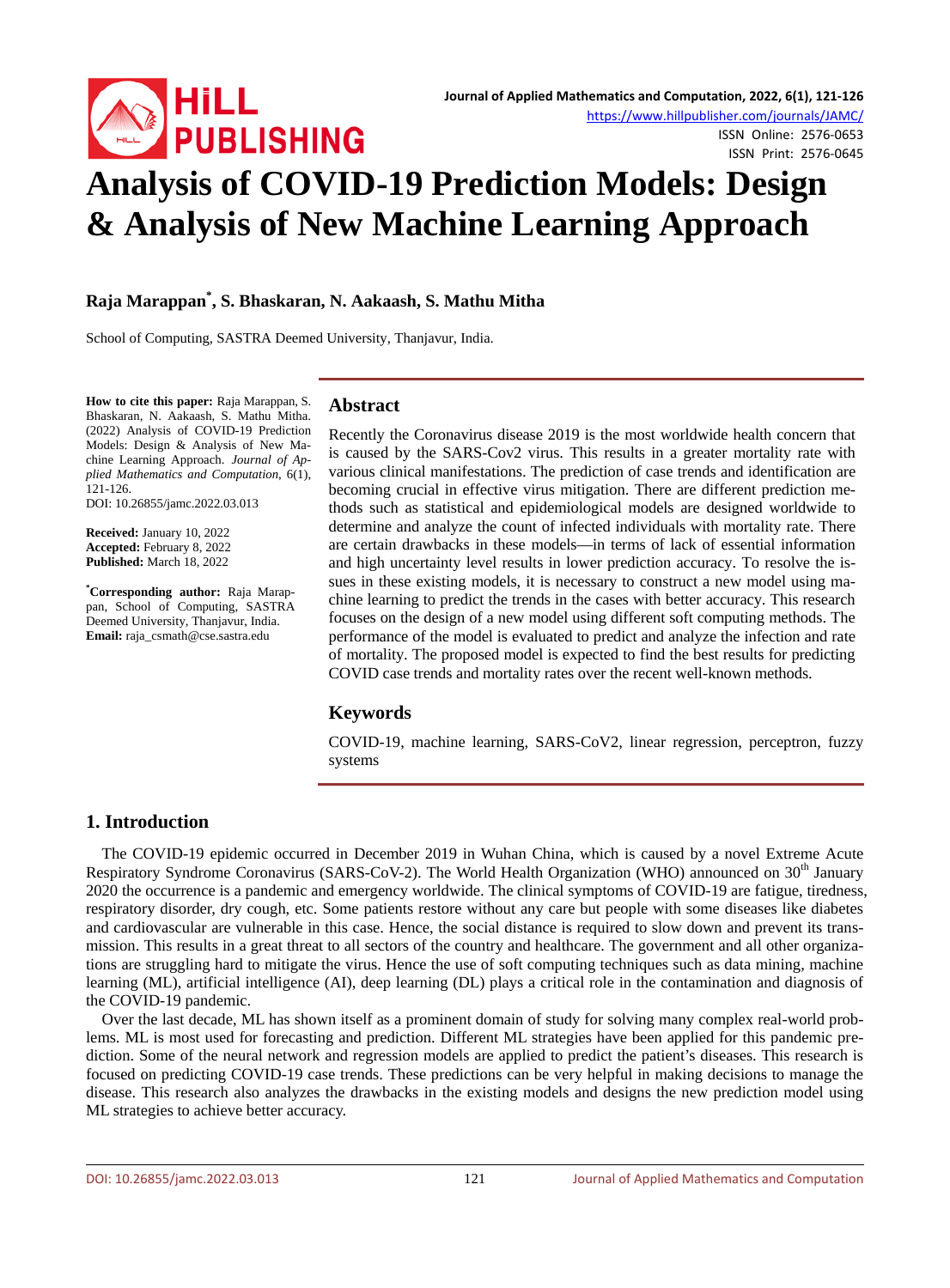# Analysis of COVID-19 Prediction Models: Design & Analysis of New Machine Learning Approach

**Raja Marappan*, S. Bhaskaran, N. Aakaash, S. Mathu Mitha**

School of Computing, SASTRA Deemed University, Thanjavur, India.

**How to cite this paper:** Raja Marappan, S. Bhaskaran, N. Aakaash, S. Mathu Mitha. (2022) Analysis of COVID-19 Prediction Models: Design & Analysis of New Machine Learning Approach. *Journal of Applied Mathematics and Computation*, 6(1), 121-126.
DOI: 10.26855/jamc.2022.03.013

**Received:** January 10, 2022
**Accepted:** February 8, 2022
**Published:** March 18, 2022

***Corresponding author:** Raja Marappan, School of Computing, SASTRA Deemed University, Thanjavur, India.
**Email:** raja_csmath@cse.sastra.edu

## Abstract

Recently the Coronavirus disease 2019 is the most worldwide health concern that is caused by the SARS-Cov2 virus. This results in a greater mortality rate with various clinical manifestations. The prediction of case trends and identification are becoming crucial in effective virus mitigation. There are different prediction methods such as statistical and epidemiological models are designed worldwide to determine and analyze the count of infected individuals with mortality rate. There are certain drawbacks in these models—in terms of lack of essential information and high uncertainty level results in lower prediction accuracy. To resolve the issues in these existing models, it is necessary to construct a new model using machine learning to predict the trends in the cases with better accuracy. This research focuses on the design of a new model using different soft computing methods. The performance of the model is evaluated to predict and analyze the infection and rate of mortality. The proposed model is expected to find the best results for predicting COVID case trends and mortality rates over the recent well-known methods.

## Keywords

COVID-19, machine learning, SARS-CoV2, linear regression, perceptron, fuzzy systems

## 1. Introduction

The COVID-19 epidemic occurred in December 2019 in Wuhan China, which is caused by a novel Extreme Acute Respiratory Syndrome Coronavirus (SARS-CoV-2). The World Health Organization (WHO) announced on 30th January 2020 the occurrence is a pandemic and emergency worldwide. The clinical symptoms of COVID-19 are fatigue, tiredness, respiratory disorder, dry cough, etc. Some patients restore without any care but people with some diseases like diabetes and cardiovascular are vulnerable in this case. Hence, the social distance is required to slow down and prevent its transmission. This results in a great threat to all sectors of the country and healthcare. The government and all other organizations are struggling hard to mitigate the virus. Hence the use of soft computing techniques such as data mining, machine learning (ML), artificial intelligence (AI), deep learning (DL) plays a critical role in the contamination and diagnosis of the COVID-19 pandemic.

Over the last decade, ML has shown itself as a prominent domain of study for solving many complex real-world problems. ML is most used for forecasting and prediction. Different ML strategies have been applied for this pandemic prediction. Some of the neural network and regression models are applied to predict the patient's diseases. This research is focused on predicting COVID-19 case trends. These predictions can be very helpful in making decisions to manage the disease. This research also analyzes the drawbacks in the existing models and designs the new prediction model using ML strategies to achieve better accuracy.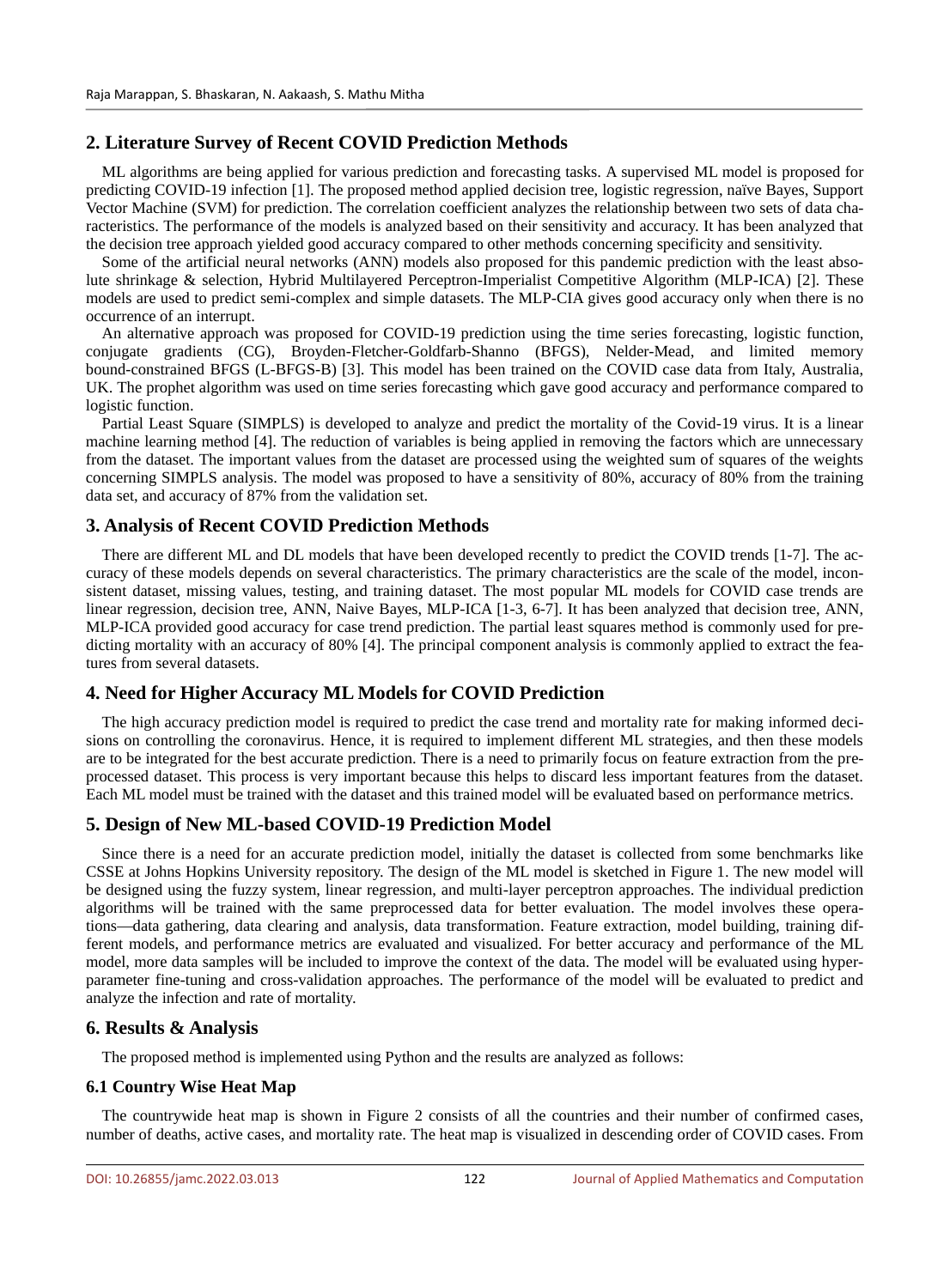## 2. Literature Survey of Recent COVID Prediction Methods

ML algorithms are being applied for various prediction and forecasting tasks. A supervised ML model is proposed for predicting COVID-19 infection [1]. The proposed method applied decision tree, logistic regression, naïve Bayes, Support Vector Machine (SVM) for prediction. The correlation coefficient analyzes the relationship between two sets of data characteristics. The performance of the models is analyzed based on their sensitivity and accuracy. It has been analyzed that the decision tree approach yielded good accuracy compared to other methods concerning specificity and sensitivity.

Some of the artificial neural networks (ANN) models also proposed for this pandemic prediction with the least absolute shrinkage & selection, Hybrid Multilayered Perceptron-Imperialist Competitive Algorithm (MLP-ICA) [2]. These models are used to predict semi-complex and simple datasets. The MLP-CIA gives good accuracy only when there is no occurrence of an interrupt.

An alternative approach was proposed for COVID-19 prediction using the time series forecasting, logistic function, conjugate gradients (CG), Broyden-Fletcher-Goldfarb-Shanno (BFGS), Nelder-Mead, and limited memory bound-constrained BFGS (L-BFGS-B) [3]. This model has been trained on the COVID case data from Italy, Australia, UK. The prophet algorithm was used on time series forecasting which gave good accuracy and performance compared to logistic function.

Partial Least Square (SIMPLS) is developed to analyze and predict the mortality of the Covid-19 virus. It is a linear machine learning method [4]. The reduction of variables is being applied in removing the factors which are unnecessary from the dataset. The important values from the dataset are processed using the weighted sum of squares of the weights concerning SIMPLS analysis. The model was proposed to have a sensitivity of 80%, accuracy of 80% from the training data set, and accuracy of 87% from the validation set.

## 3. Analysis of Recent COVID Prediction Methods

There are different ML and DL models that have been developed recently to predict the COVID trends [1-7]. The accuracy of these models depends on several characteristics. The primary characteristics are the scale of the model, inconsistent dataset, missing values, testing, and training dataset. The most popular ML models for COVID case trends are linear regression, decision tree, ANN, Naive Bayes, MLP-ICA [1-3, 6-7]. It has been analyzed that decision tree, ANN, MLP-ICA provided good accuracy for case trend prediction. The partial least squares method is commonly used for predicting mortality with an accuracy of 80% [4]. The principal component analysis is commonly applied to extract the features from several datasets.

## 4. Need for Higher Accuracy ML Models for COVID Prediction

The high accuracy prediction model is required to predict the case trend and mortality rate for making informed decisions on controlling the coronavirus. Hence, it is required to implement different ML strategies, and then these models are to be integrated for the best accurate prediction. There is a need to primarily focus on feature extraction from the preprocessed dataset. This process is very important because this helps to discard less important features from the dataset. Each ML model must be trained with the dataset and this trained model will be evaluated based on performance metrics.

## 5. Design of New ML-based COVID-19 Prediction Model

Since there is a need for an accurate prediction model, initially the dataset is collected from some benchmarks like CSSE at Johns Hopkins University repository. The design of the ML model is sketched in Figure 1. The new model will be designed using the fuzzy system, linear regression, and multi-layer perceptron approaches. The individual prediction algorithms will be trained with the same preprocessed data for better evaluation. The model involves these operations—data gathering, data clearing and analysis, data transformation. Feature extraction, model building, training different models, and performance metrics are evaluated and visualized. For better accuracy and performance of the ML model, more data samples will be included to improve the context of the data. The model will be evaluated using hyperparameter fine-tuning and cross-validation approaches. The performance of the model will be evaluated to predict and analyze the infection and rate of mortality.

## 6. Results & Analysis

The proposed method is implemented using Python and the results are analyzed as follows:

### 6.1 Country Wise Heat Map

The countrywide heat map is shown in Figure 2 consists of all the countries and their number of confirmed cases, number of deaths, active cases, and mortality rate. The heat map is visualized in descending order of COVID cases. From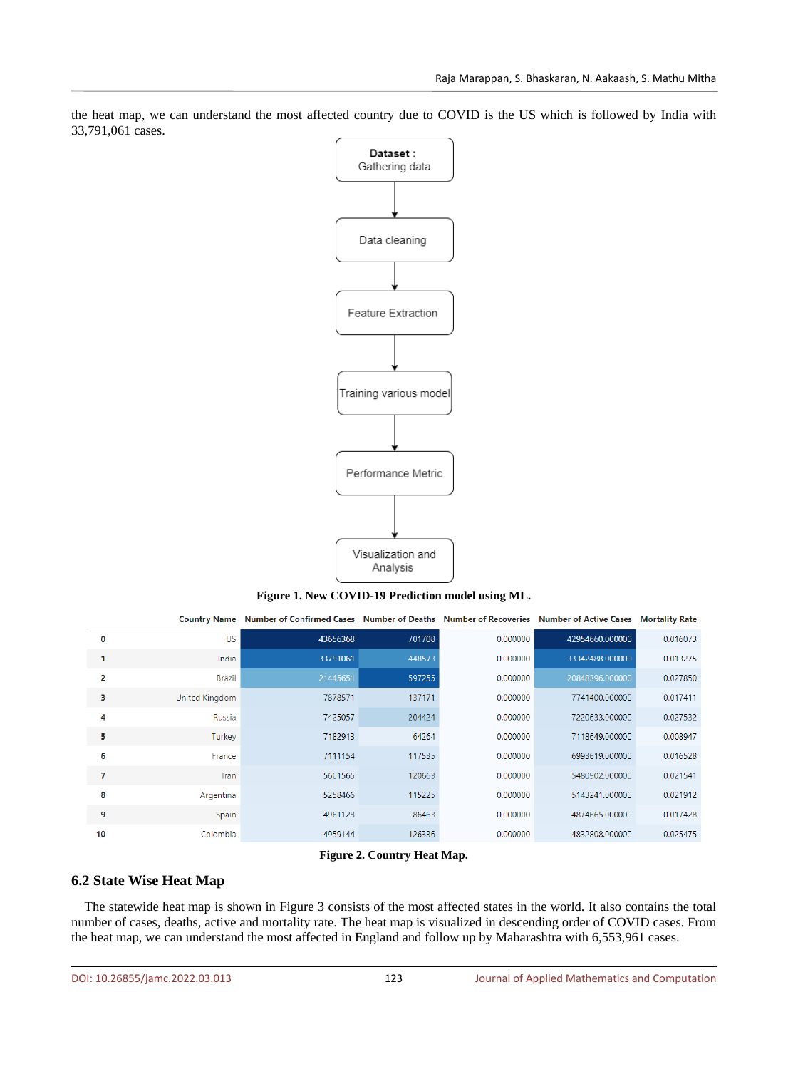the heat map, we can understand the most affected country due to COVID is the US which is followed by India with 33,791,061 cases.

Dataset : Gathering data → Data cleaning → Feature Extraction → Training various model → Performance Metric → Visualization and Analysis

**Figure 1. New COVID-19 Prediction model using ML.**

| | Country Name | Number of Confirmed Cases | Number of Deaths | Number of Recoveries | Number of Active Cases | Mortality Rate |
|---|---|---|---|---|---|---|
| 0 | US | 43656368 | 701708 | 0.000000 | 42954660.000000 | 0.016073 |
| 1 | India | 33791061 | 448573 | 0.000000 | 33342488.000000 | 0.013275 |
| 2 | Brazil | 21445651 | 597255 | 0.000000 | 20848396.000000 | 0.027850 |
| 3 | United Kingdom | 7878571 | 137171 | 0.000000 | 7741400.000000 | 0.017411 |
| 4 | Russia | 7425057 | 204424 | 0.000000 | 7220633.000000 | 0.027532 |
| 5 | Turkey | 7182913 | 64264 | 0.000000 | 7118649.000000 | 0.008947 |
| 6 | France | 7111154 | 117535 | 0.000000 | 6993619.000000 | 0.016528 |
| 7 | Iran | 5601565 | 120663 | 0.000000 | 5480902.000000 | 0.021541 |
| 8 | Argentina | 5258466 | 115225 | 0.000000 | 5143241.000000 | 0.021912 |
| 9 | Spain | 4961128 | 86463 | 0.000000 | 4874665.000000 | 0.017428 |
| 10 | Colombia | 4959144 | 126336 | 0.000000 | 4832808.000000 | 0.025475 |

**Figure 2. Country Heat Map.**

### 6.2 State Wise Heat Map

The statewide heat map is shown in Figure 3 consists of the most affected states in the world. It also contains the total number of cases, deaths, active and mortality rate. The heat map is visualized in descending order of COVID cases. From the heat map, we can understand the most affected in England and follow up by Maharashtra with 6,553,961 cases.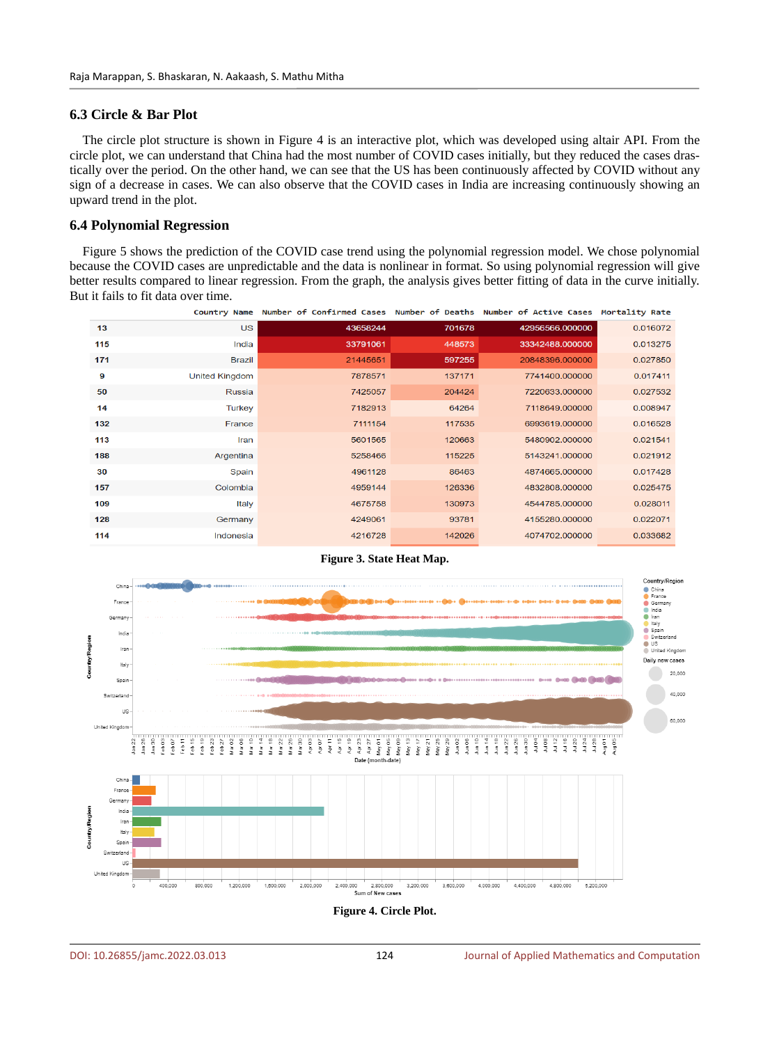## 6.3 Circle & Bar Plot

The circle plot structure is shown in Figure 4 is an interactive plot, which was developed using altair API. From the circle plot, we can understand that China had the most number of COVID cases initially, but they reduced the cases drastically over the period. On the other hand, we can see that the US has been continuously affected by COVID without any sign of a decrease in cases. We can also observe that the COVID cases in India are increasing continuously showing an upward trend in the plot.

## 6.4 Polynomial Regression

Figure 5 shows the prediction of the COVID case trend using the polynomial regression model. We chose polynomial because the COVID cases are unpredictable and the data is nonlinear in format. So using polynomial regression will give better results compared to linear regression. From the graph, the analysis gives better fitting of data in the curve initially. But it fails to fit data over time.

| | Country Name | Number of Confirmed Cases | Number of Deaths | Number of Active Cases | Mortality Rate |
|---|---|---|---|---|---|
| 13 | US | 43658244 | 701678 | 42956566.000000 | 0.016072 |
| 115 | India | 33791061 | 448573 | 33342488.000000 | 0.013275 |
| 171 | Brazil | 21445651 | 597255 | 20848396.000000 | 0.027850 |
| 9 | United Kingdom | 7878571 | 137171 | 7741400.000000 | 0.017411 |
| 50 | Russia | 7425057 | 204424 | 7220633.000000 | 0.027532 |
| 14 | Turkey | 7182913 | 64264 | 7118649.000000 | 0.008947 |
| 132 | France | 7111154 | 117535 | 6993619.000000 | 0.016528 |
| 113 | Iran | 5601565 | 120663 | 5480902.000000 | 0.021541 |
| 188 | Argentina | 5258466 | 115225 | 5143241.000000 | 0.021912 |
| 30 | Spain | 4961128 | 86463 | 4874665.000000 | 0.017428 |
| 157 | Colombia | 4959144 | 126336 | 4832808.000000 | 0.025475 |
| 109 | Italy | 4675758 | 130973 | 4544785.000000 | 0.028011 |
| 128 | Germany | 4249061 | 93781 | 4155280.000000 | 0.022071 |
| 114 | Indonesia | 4216728 | 142026 | 4074702.000000 | 0.033682 |

**Figure 3. State Heat Map.**

**Figure 4. Circle Plot.**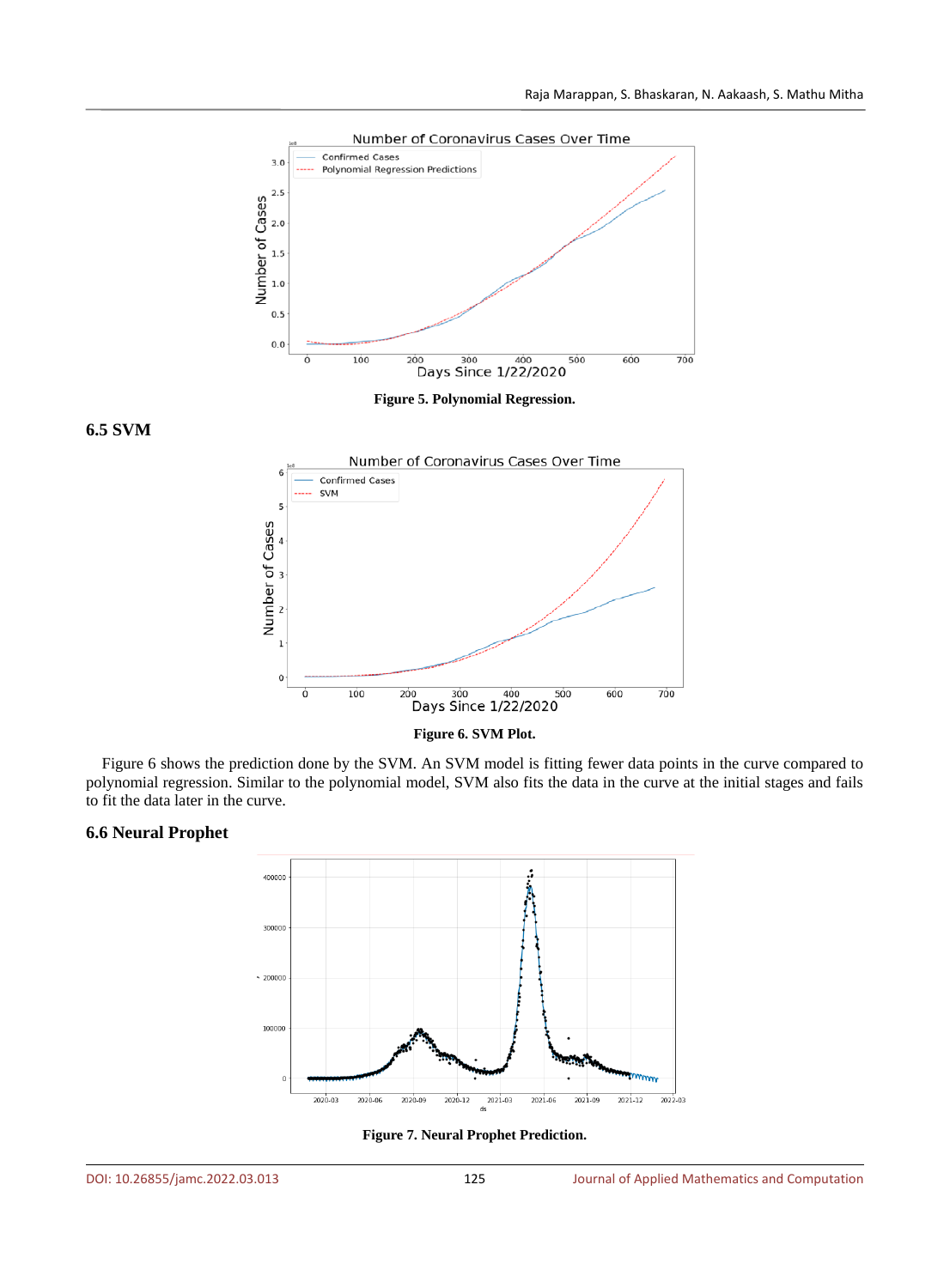Figure 5. Polynomial Regression.

## 6.5 SVM

Figure 6. SVM Plot.

Figure 6 shows the prediction done by the SVM. An SVM model is fitting fewer data points in the curve compared to polynomial regression. Similar to the polynomial model, SVM also fits the data in the curve at the initial stages and fails to fit the data later in the curve.

## 6.6 Neural Prophet

Figure 7. Neural Prophet Prediction.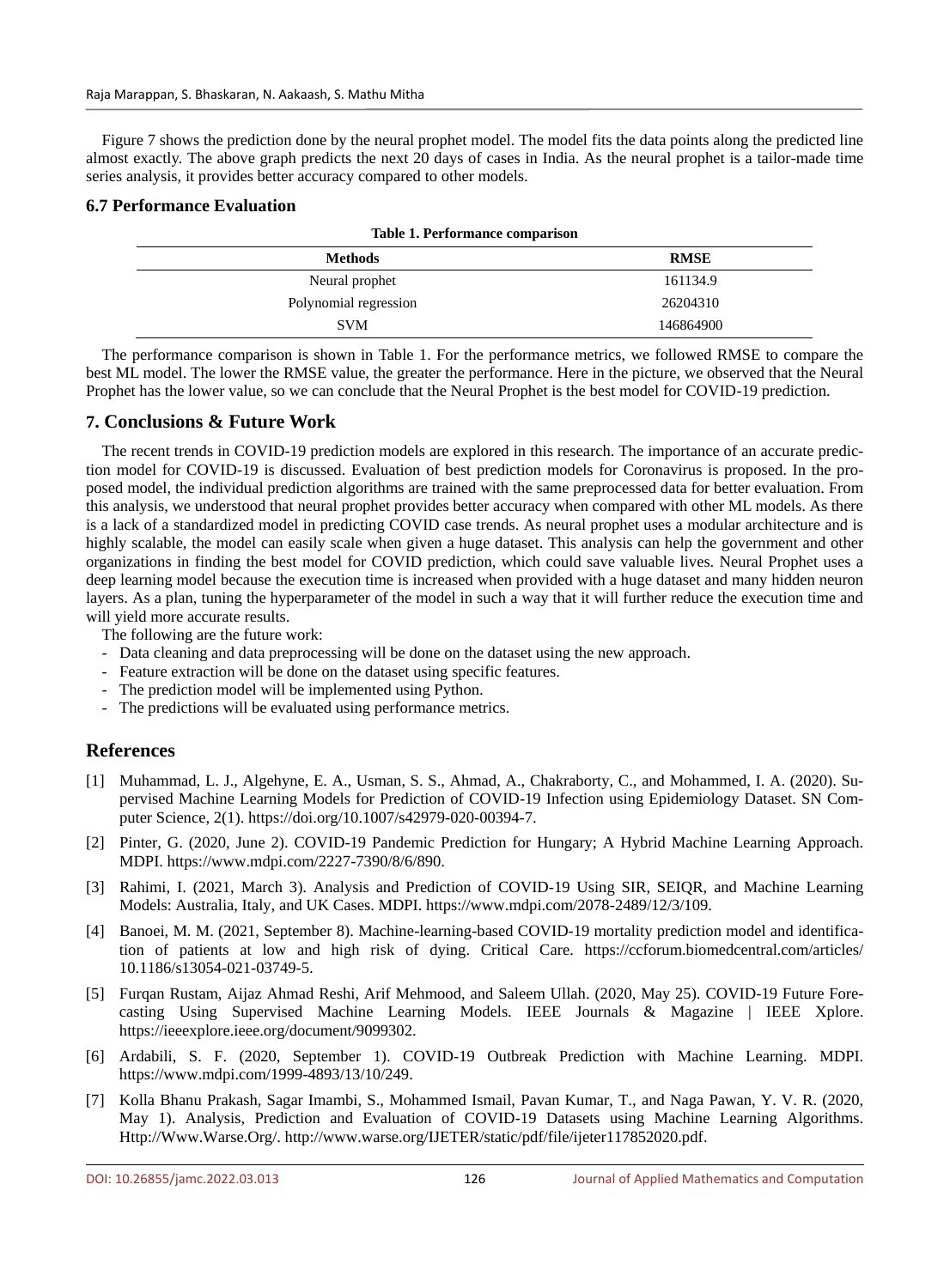Figure 7 shows the prediction done by the neural prophet model. The model fits the data points along the predicted line almost exactly. The above graph predicts the next 20 days of cases in India. As the neural prophet is a tailor-made time series analysis, it provides better accuracy compared to other models.

### 6.7 Performance Evaluation

**Table 1. Performance comparison**

| Methods | RMSE |
|---|---|
| Neural prophet | 161134.9 |
| Polynomial regression | 26204310 |
| SVM | 146864900 |

The performance comparison is shown in Table 1. For the performance metrics, we followed RMSE to compare the best ML model. The lower the RMSE value, the greater the performance. Here in the picture, we observed that the Neural Prophet has the lower value, so we can conclude that the Neural Prophet is the best model for COVID-19 prediction.

## 7. Conclusions & Future Work

The recent trends in COVID-19 prediction models are explored in this research. The importance of an accurate prediction model for COVID-19 is discussed. Evaluation of best prediction models for Coronavirus is proposed. In the proposed model, the individual prediction algorithms are trained with the same preprocessed data for better evaluation. From this analysis, we understood that neural prophet provides better accuracy when compared with other ML models. As there is a lack of a standardized model in predicting COVID case trends. As neural prophet uses a modular architecture and is highly scalable, the model can easily scale when given a huge dataset. This analysis can help the government and other organizations in finding the best model for COVID prediction, which could save valuable lives. Neural Prophet uses a deep learning model because the execution time is increased when provided with a huge dataset and many hidden neuron layers. As a plan, tuning the hyperparameter of the model in such a way that it will further reduce the execution time and will yield more accurate results.

The following are the future work:

- Data cleaning and data preprocessing will be done on the dataset using the new approach.
- Feature extraction will be done on the dataset using specific features.
- The prediction model will be implemented using Python.
- The predictions will be evaluated using performance metrics.

## References

[1] Muhammad, L. J., Algehyne, E. A., Usman, S. S., Ahmad, A., Chakraborty, C., and Mohammed, I. A. (2020). Supervised Machine Learning Models for Prediction of COVID-19 Infection using Epidemiology Dataset. SN Computer Science, 2(1). https://doi.org/10.1007/s42979-020-00394-7.

[2] Pinter, G. (2020, June 2). COVID-19 Pandemic Prediction for Hungary; A Hybrid Machine Learning Approach. MDPI. https://www.mdpi.com/2227-7390/8/6/890.

[3] Rahimi, I. (2021, March 3). Analysis and Prediction of COVID-19 Using SIR, SEIQR, and Machine Learning Models: Australia, Italy, and UK Cases. MDPI. https://www.mdpi.com/2078-2489/12/3/109.

[4] Banoei, M. M. (2021, September 8). Machine-learning-based COVID-19 mortality prediction model and identification of patients at low and high risk of dying. Critical Care. https://ccforum.biomedcentral.com/articles/10.1186/s13054-021-03749-5.

[5] Furqan Rustam, Aijaz Ahmad Reshi, Arif Mehmood, and Saleem Ullah. (2020, May 25). COVID-19 Future Forecasting Using Supervised Machine Learning Models. IEEE Journals & Magazine | IEEE Xplore. https://ieeexplore.ieee.org/document/9099302.

[6] Ardabili, S. F. (2020, September 1). COVID-19 Outbreak Prediction with Machine Learning. MDPI. https://www.mdpi.com/1999-4893/13/10/249.

[7] Kolla Bhanu Prakash, Sagar Imambi, S., Mohammed Ismail, Pavan Kumar, T., and Naga Pawan, Y. V. R. (2020, May 1). Analysis, Prediction and Evaluation of COVID-19 Datasets using Machine Learning Algorithms. Http://Www.Warse.Org/. http://www.warse.org/IJETER/static/pdf/file/ijeter117852020.pdf.